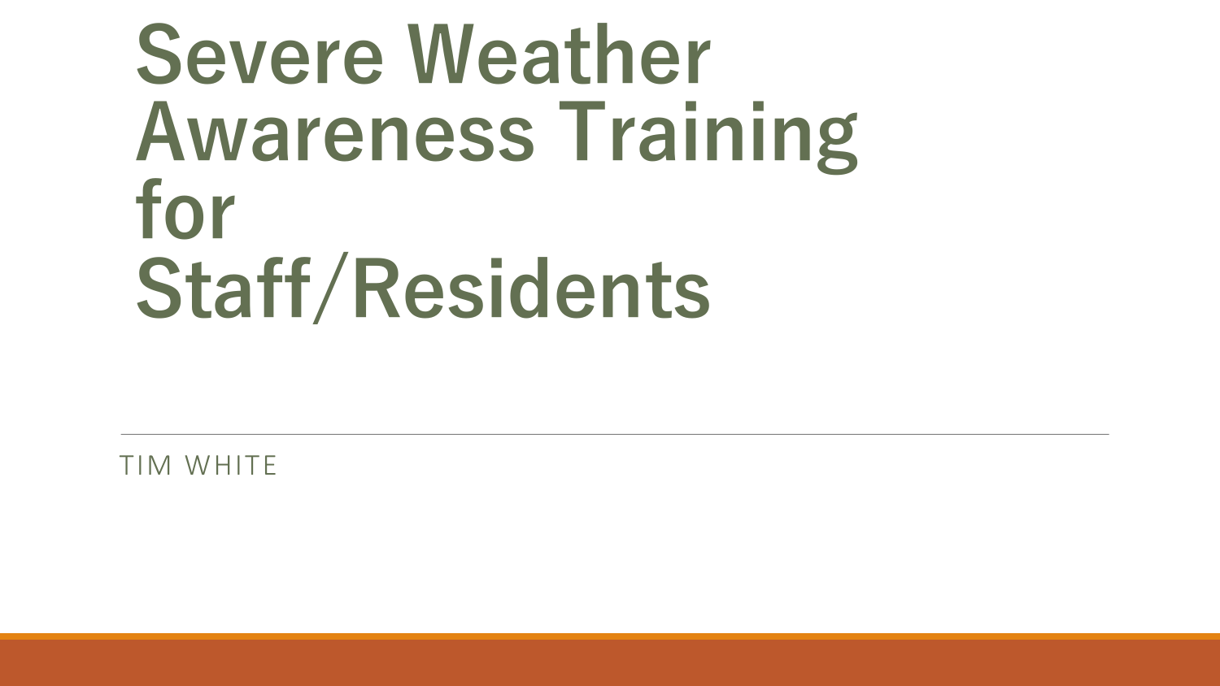# Severe Weather Awareness Training for Staff/Residents

TIM WHITE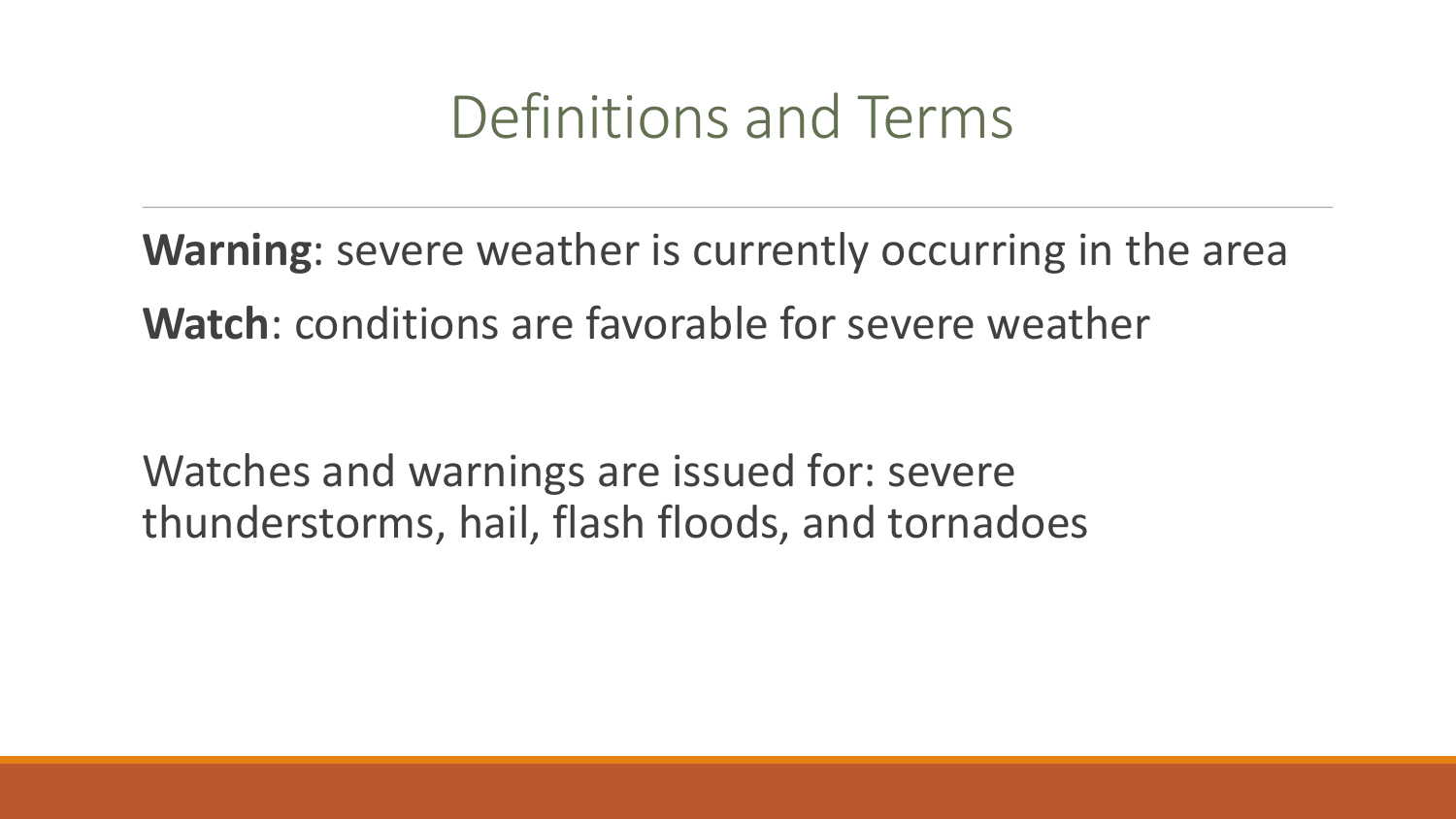# Definitions and Terms

**Warning**: severe weather is currently occurring in the area

**Watch**: conditions are favorable for severe weather

Watches and warnings are issued for: severe thunderstorms, hail, flash floods, and tornadoes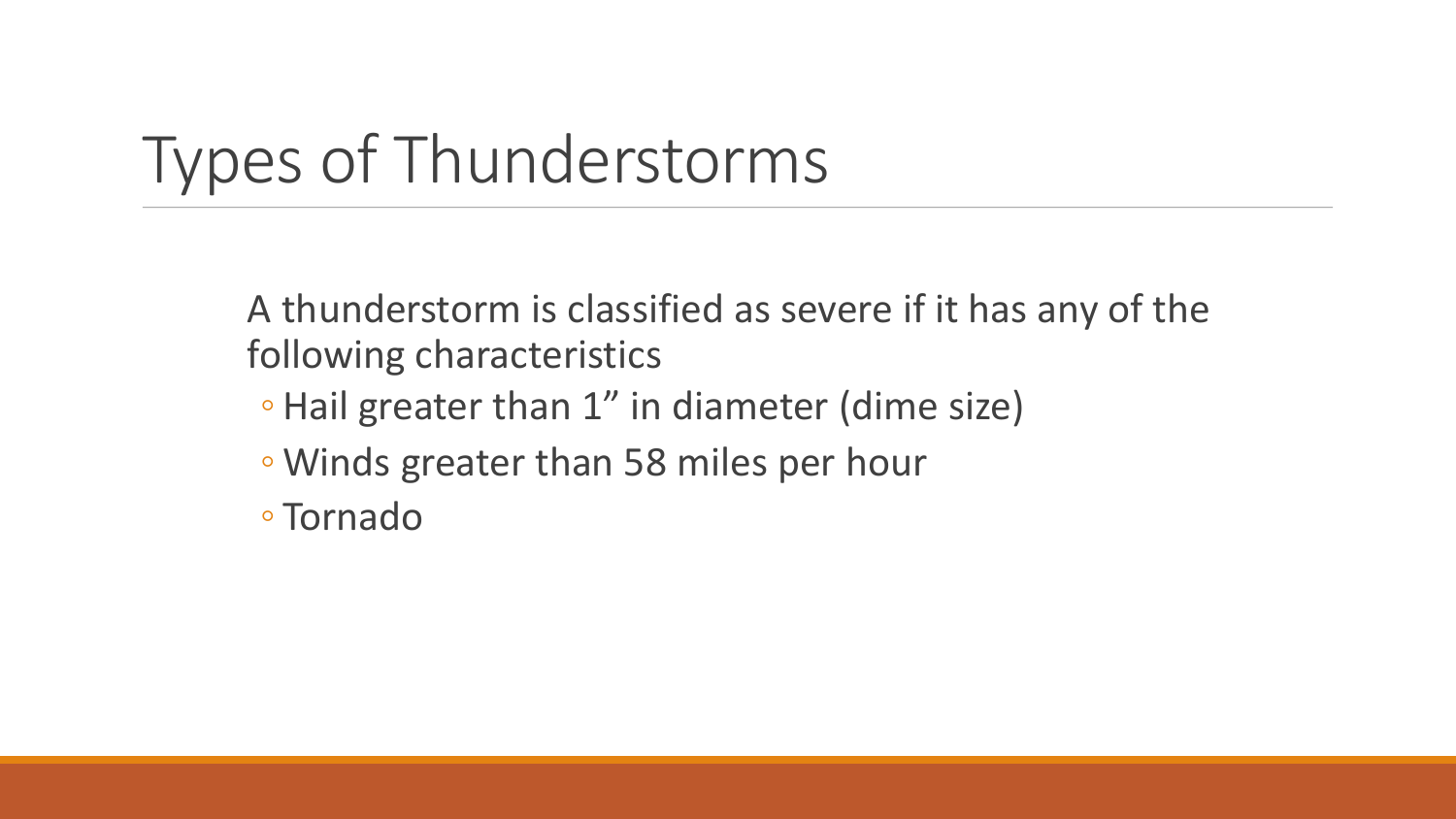# Types of Thunderstorms

A thunderstorm is classified as severe if it has any of the following characteristics

- Hail greater than 1” in diameter (dime size)
- Winds greater than 58 miles per hour
- Tornado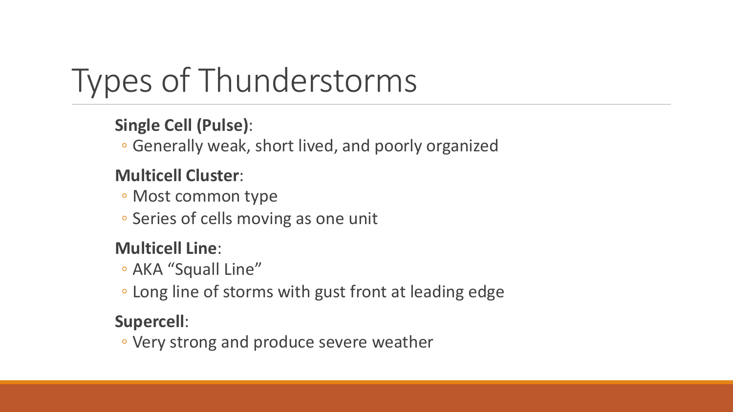# Types of Thunderstorms

**Single Cell (Pulse)**:

- Generally weak, short lived, and poorly organized

**Multicell Cluster**:

- Most common type
- Series of cells moving as one unit

**Multicell Line**:

- AKA “Squall Line”
- Long line of storms with gust front at leading edge

**Supercell**:

- Very strong and produce severe weather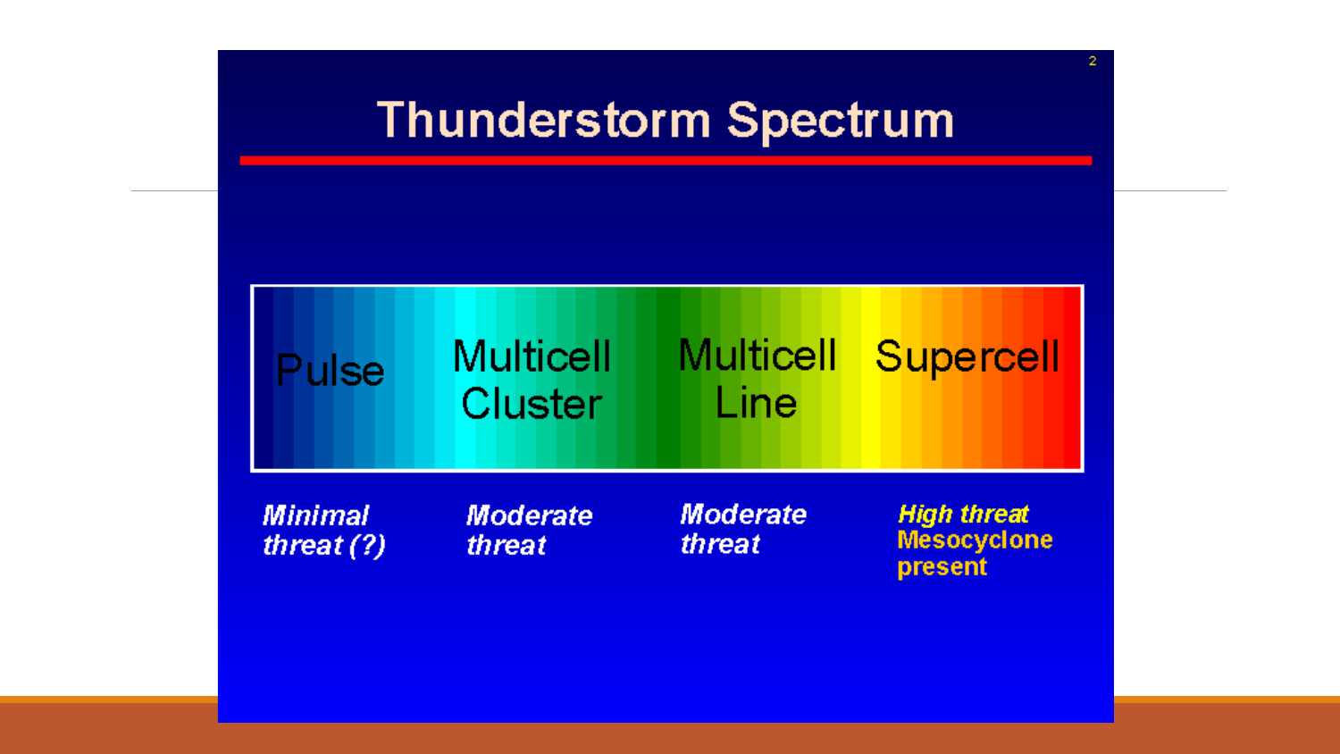# Thunderstorm Spectrum

| Pulse | Multicell Cluster | Multicell Line | Supercell |
|---|---|---|---|
| *Minimal threat (?)* | *Moderate threat* | *Moderate threat* | ***High threat*** **Mesocyclone present** |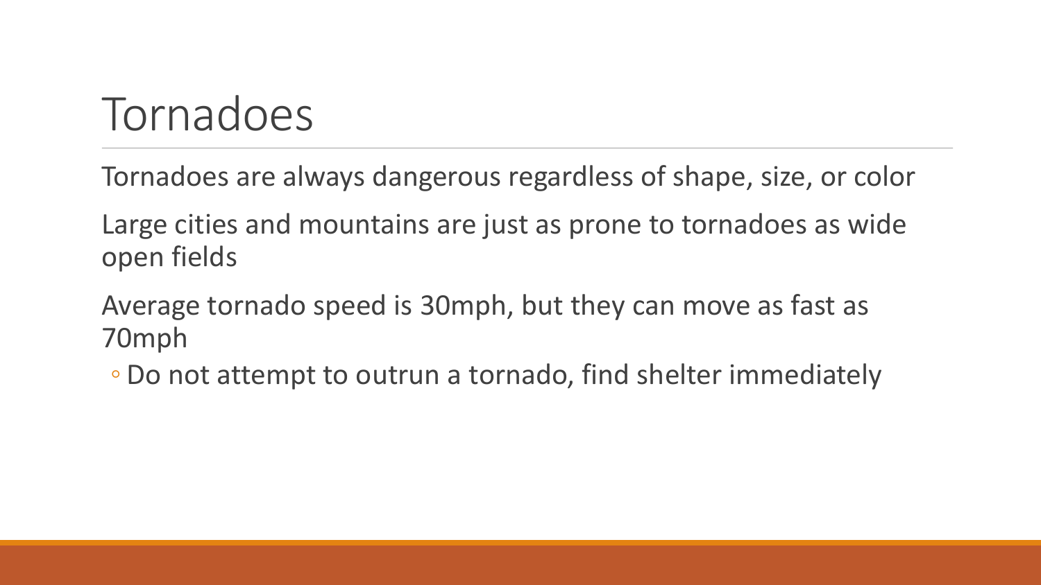# Tornadoes

Tornadoes are always dangerous regardless of shape, size, or color

Large cities and mountains are just as prone to tornadoes as wide open fields

Average tornado speed is 30mph, but they can move as fast as 70mph

- Do not attempt to outrun a tornado, find shelter immediately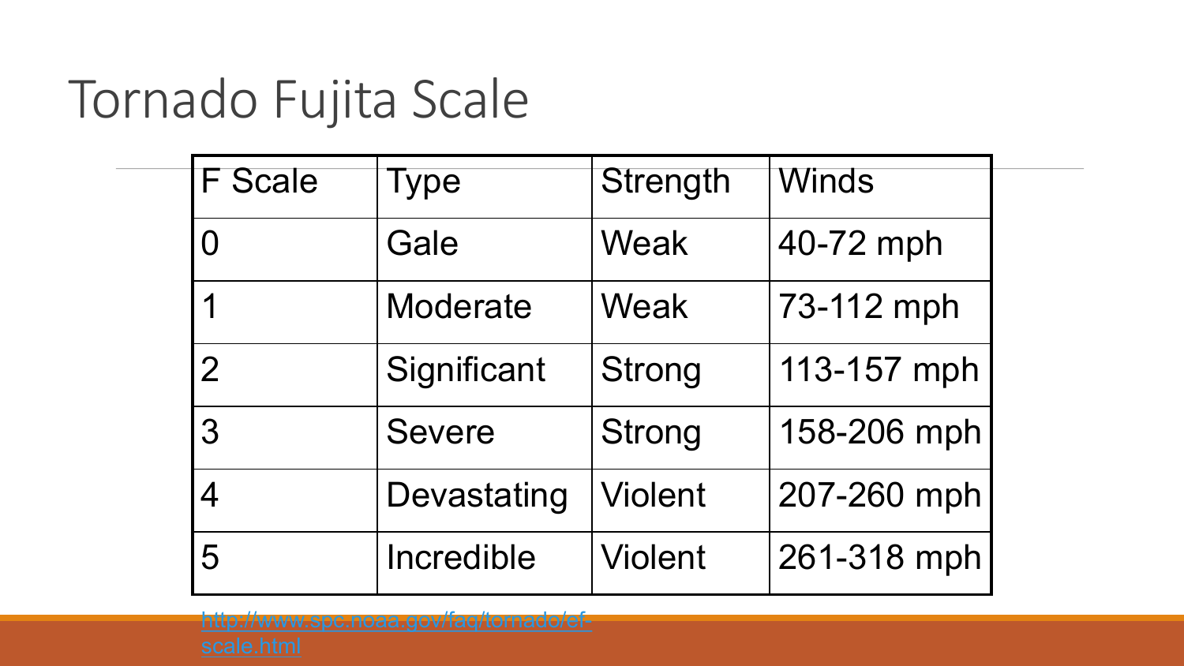# Tornado Fujita Scale

| F Scale | Type | Strength | Winds |
|---|---|---|---|
| 0 | Gale | Weak | 40-72 mph |
| 1 | Moderate | Weak | 73-112 mph |
| 2 | Significant | Strong | 113-157 mph |
| 3 | Severe | Strong | 158-206 mph |
| 4 | Devastating | Violent | 207-260 mph |
| 5 | Incredible | Violent | 261-318 mph |

http://www.spc.noaa.gov/faq/tornado/ef-scale.html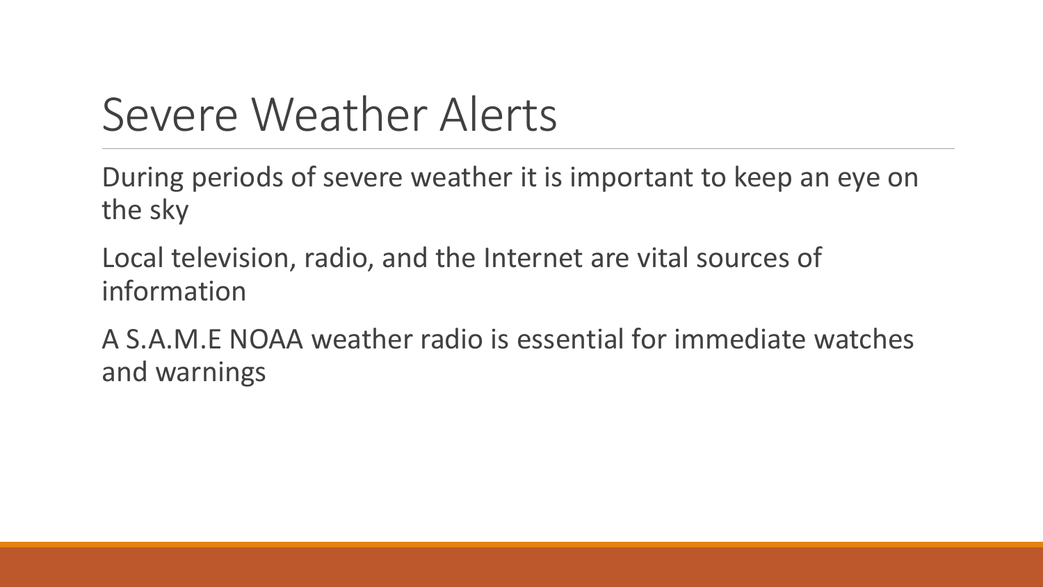# Severe Weather Alerts

During periods of severe weather it is important to keep an eye on the sky

Local television, radio, and the Internet are vital sources of information

A S.A.M.E NOAA weather radio is essential for immediate watches and warnings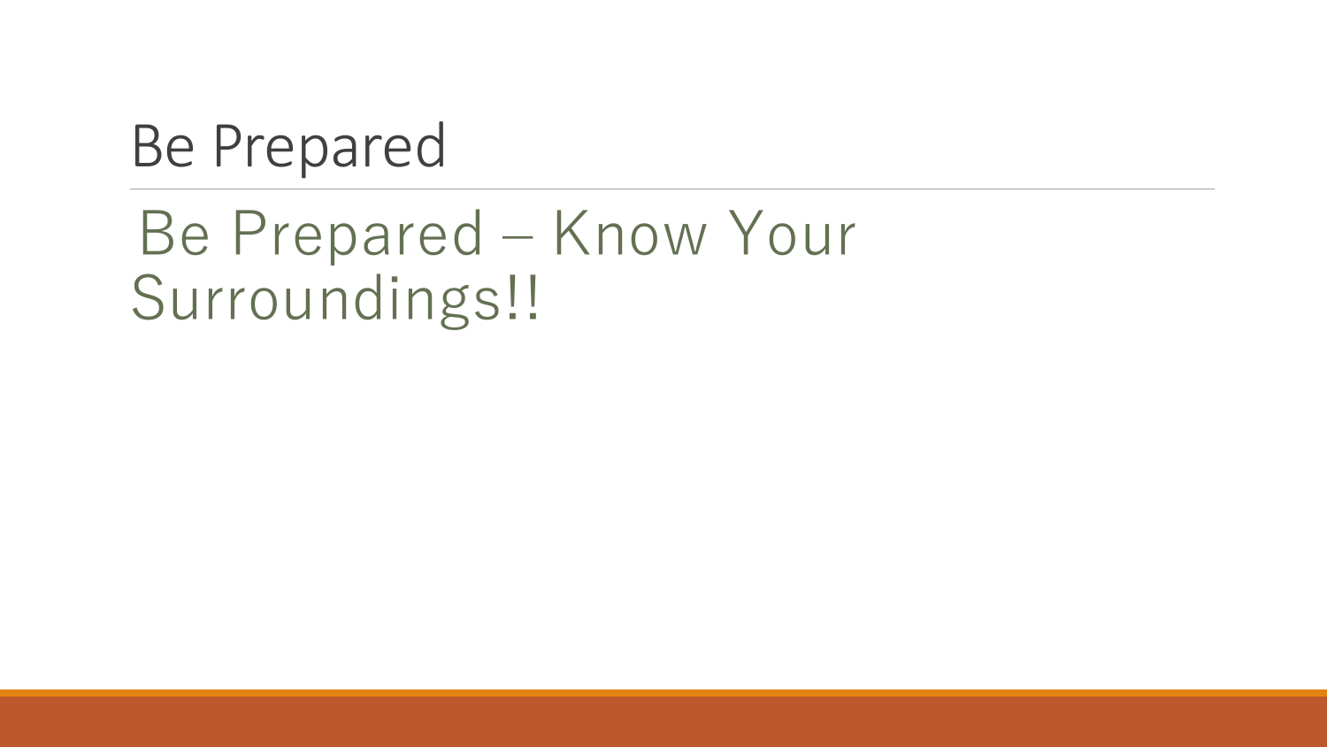# Be Prepared

Be Prepared – Know Your Surroundings!!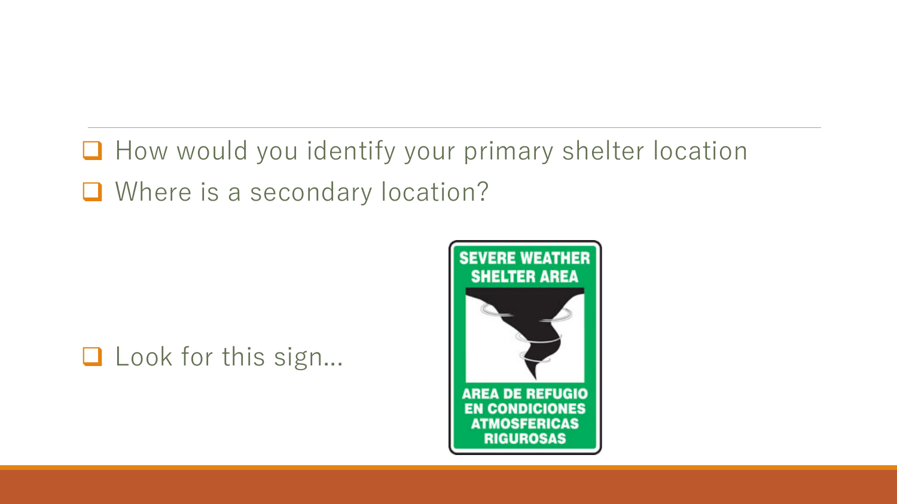- How would you identify your primary shelter location
- Where is a secondary location?

- Look for this sign…

SEVERE WEATHER SHELTER AREA

AREA DE REFUGIO EN CONDICIONES ATMOSFERICAS RIGUROSAS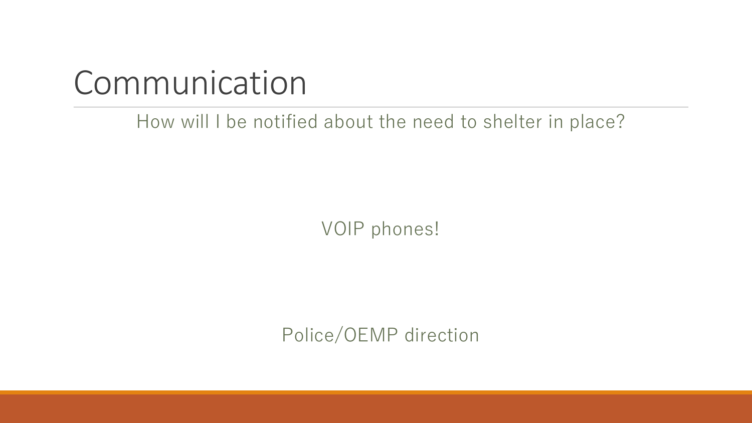# Communication

How will I be notified about the need to shelter in place?

VOIP phones!

Police/OEMP direction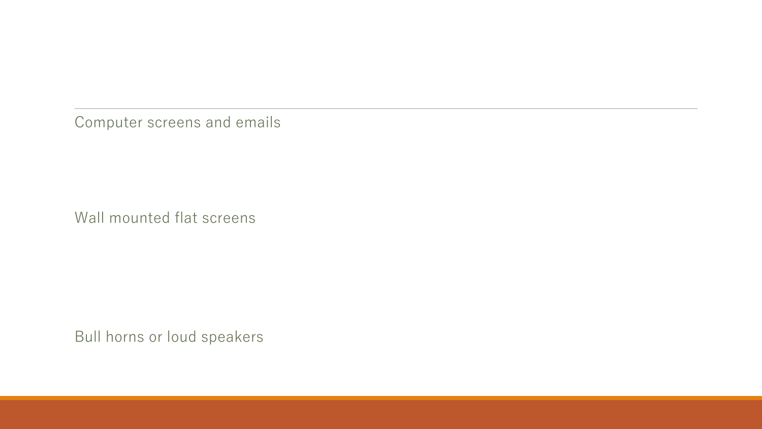Computer screens and emails

Wall mounted flat screens

Bull horns or loud speakers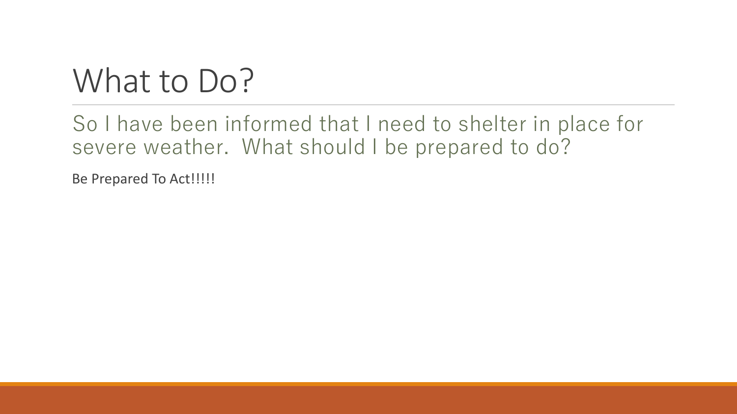# What to Do?

So I have been informed that I need to shelter in place for severe weather. What should I be prepared to do?

Be Prepared To Act!!!!!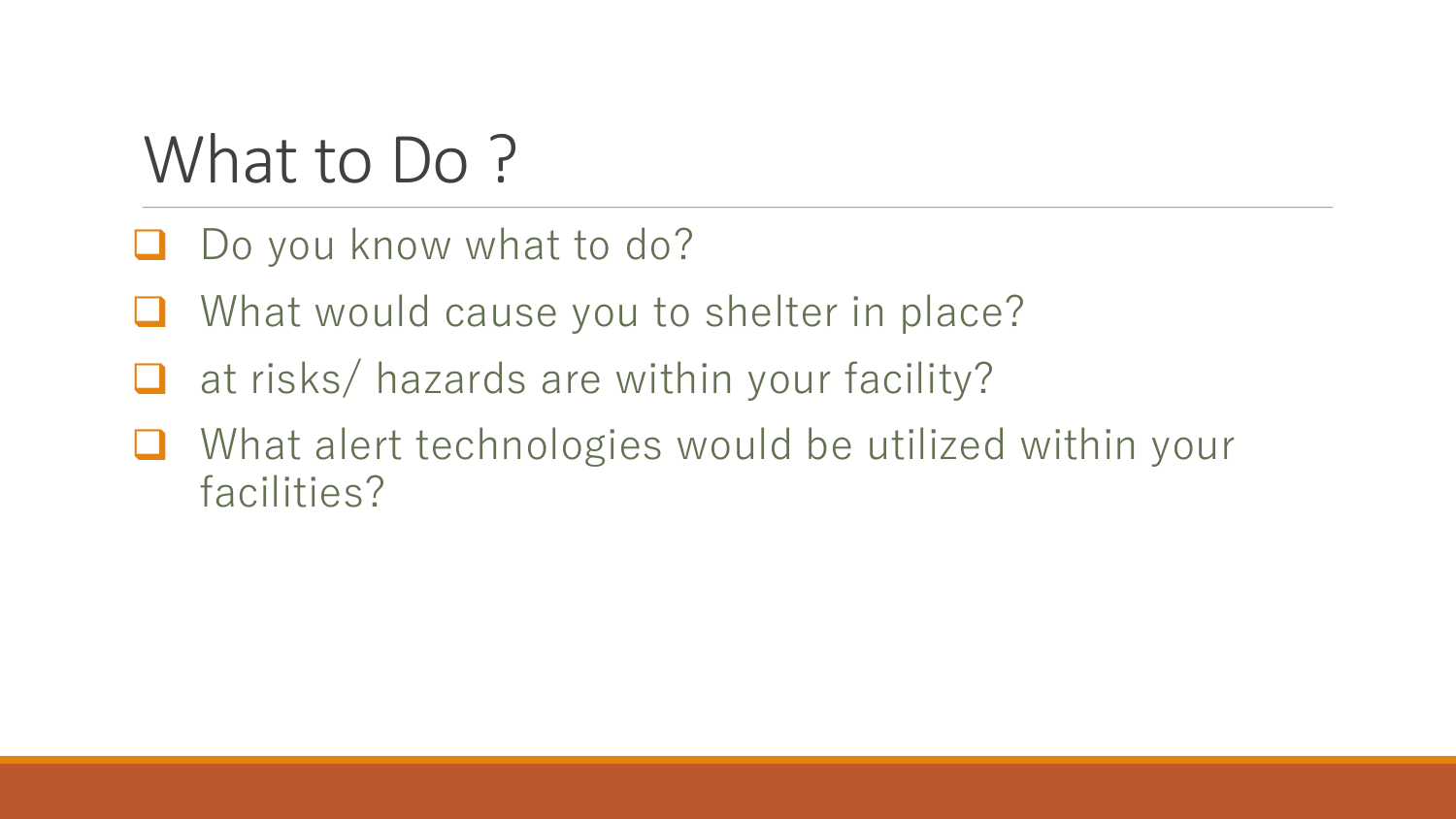# What to Do ?

- Do you know what to do?
- What would cause you to shelter in place?
- at risks/ hazards are within your facility?
- What alert technologies would be utilized within your facilities?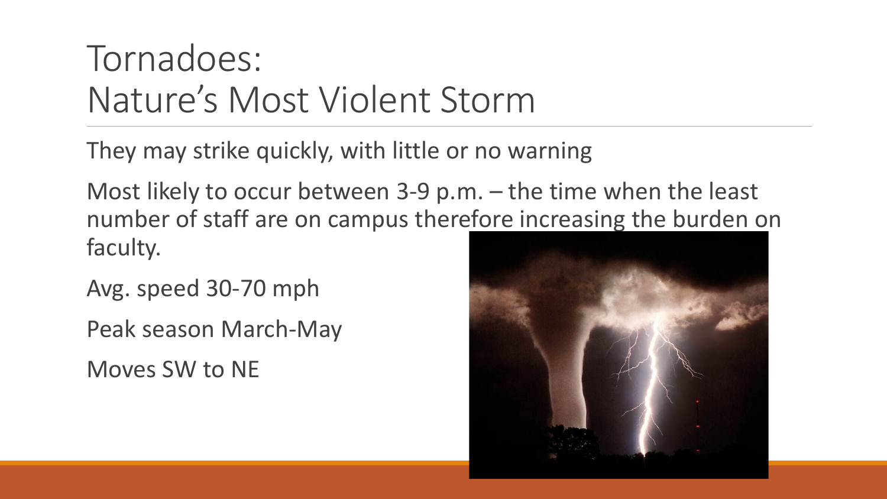# Tornadoes: Nature's Most Violent Storm

They may strike quickly, with little or no warning

Most likely to occur between 3-9 p.m. – the time when the least number of staff are on campus therefore increasing the burden on faculty.

Avg. speed 30-70 mph

Peak season March-May

Moves SW to NE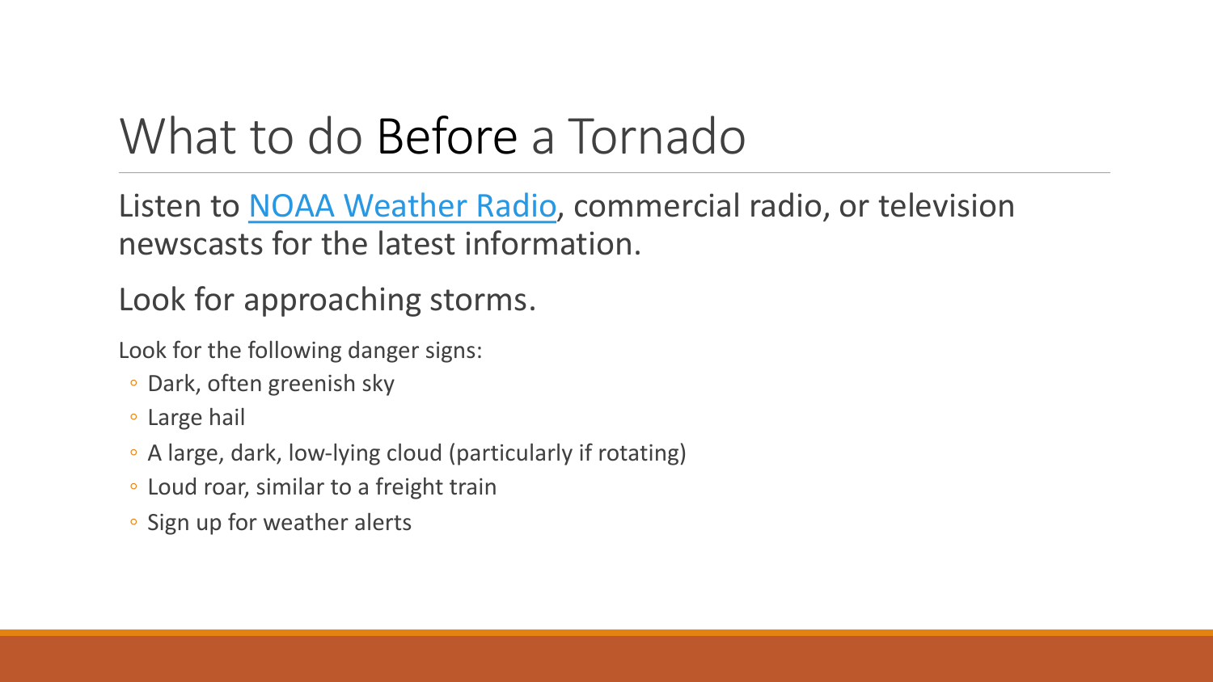# What to do Before a Tornado

Listen to NOAA Weather Radio, commercial radio, or television newscasts for the latest information.

Look for approaching storms.

Look for the following danger signs:

- Dark, often greenish sky
- Large hail
- A large, dark, low-lying cloud (particularly if rotating)
- Loud roar, similar to a freight train
- Sign up for weather alerts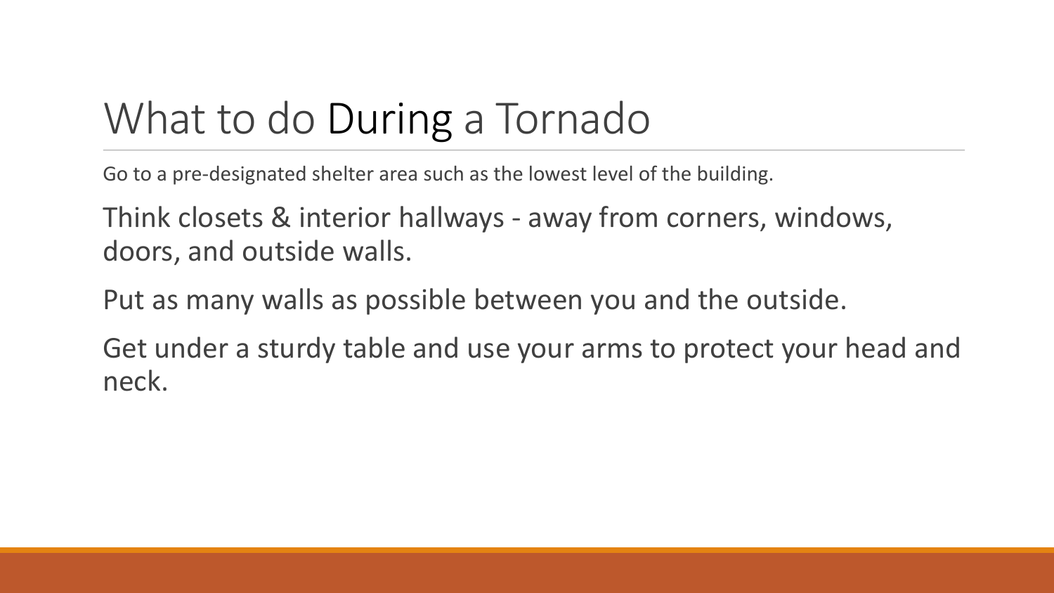# What to do During a Tornado

Go to a pre-designated shelter area such as the lowest level of the building.

Think closets & interior hallways - away from corners, windows, doors, and outside walls.

Put as many walls as possible between you and the outside.

Get under a sturdy table and use your arms to protect your head and neck.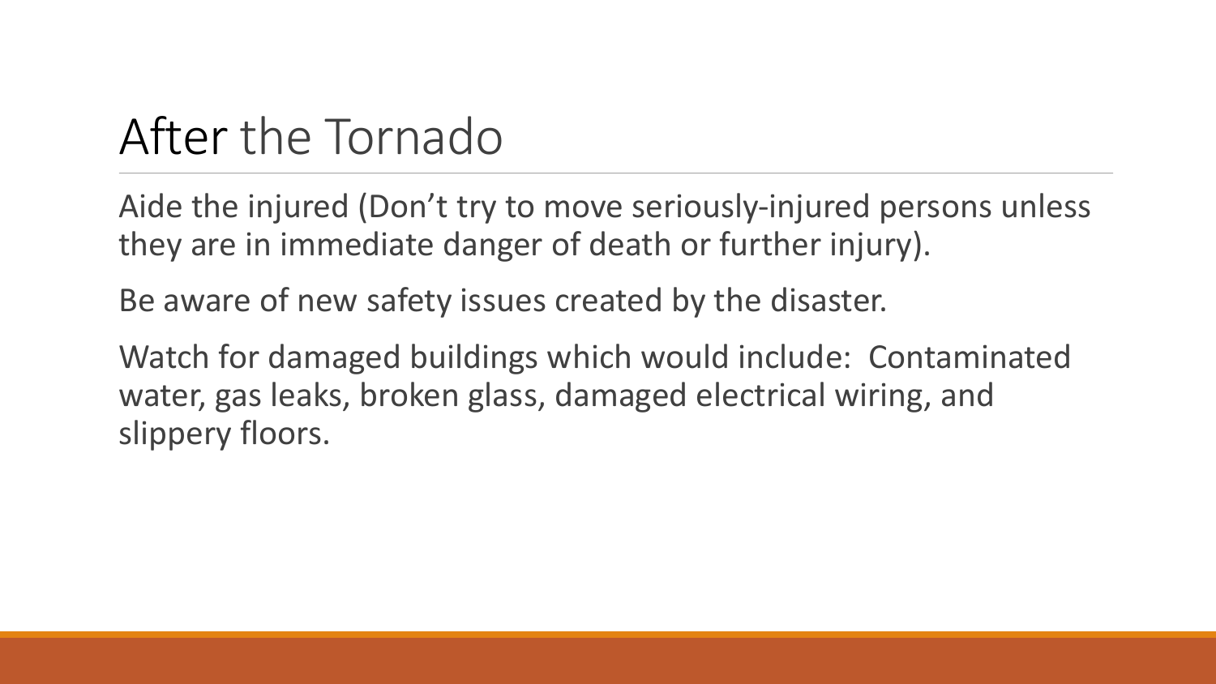# After the Tornado

Aide the injured (Don't try to move seriously-injured persons unless they are in immediate danger of death or further injury).

Be aware of new safety issues created by the disaster.

Watch for damaged buildings which would include:  Contaminated water, gas leaks, broken glass, damaged electrical wiring, and slippery floors.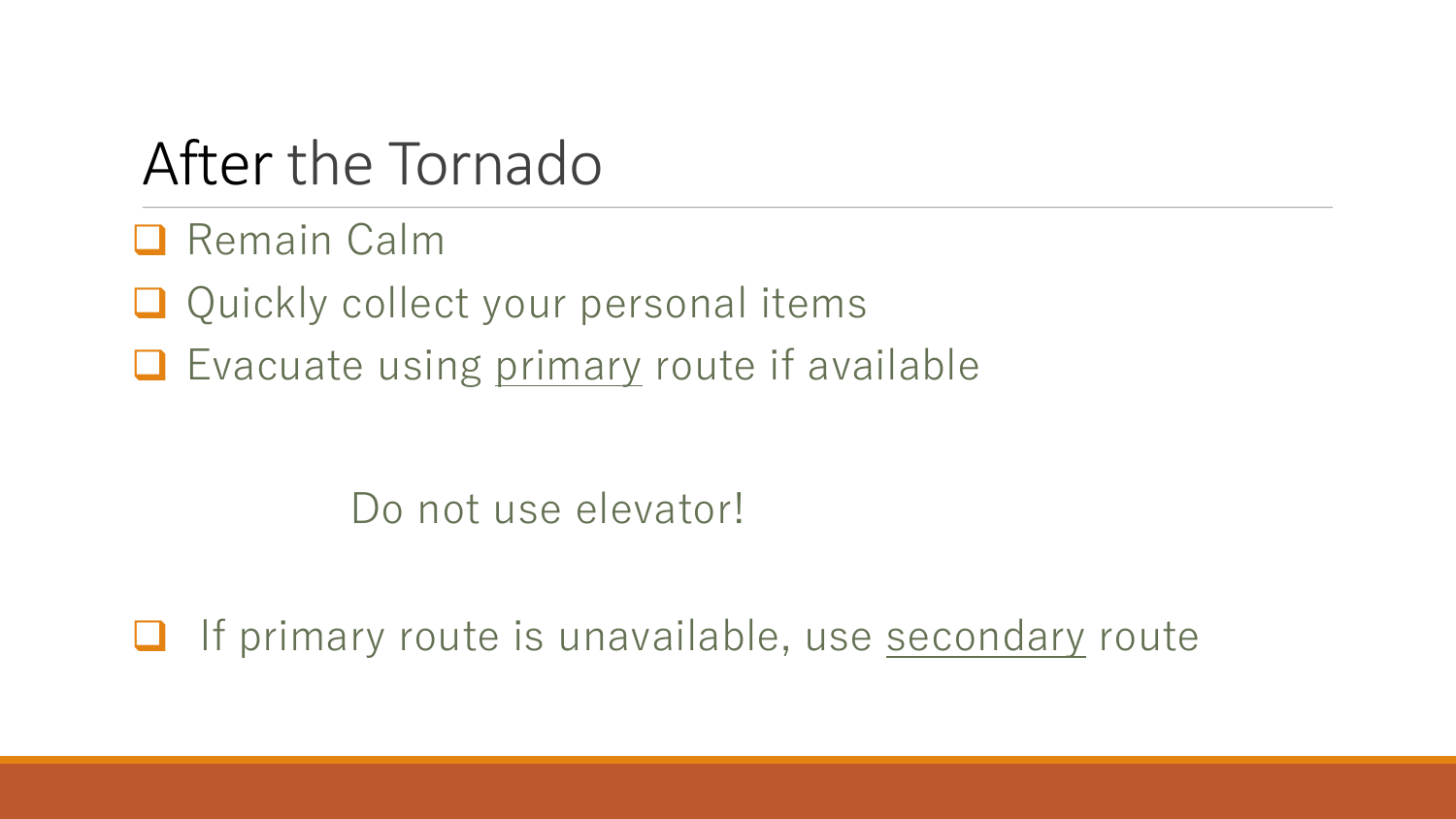# After the Tornado

- Remain Calm
- Quickly collect your personal items
- Evacuate using <u>primary</u> route if available

Do not use elevator!

- If primary route is unavailable, use <u>secondary</u> route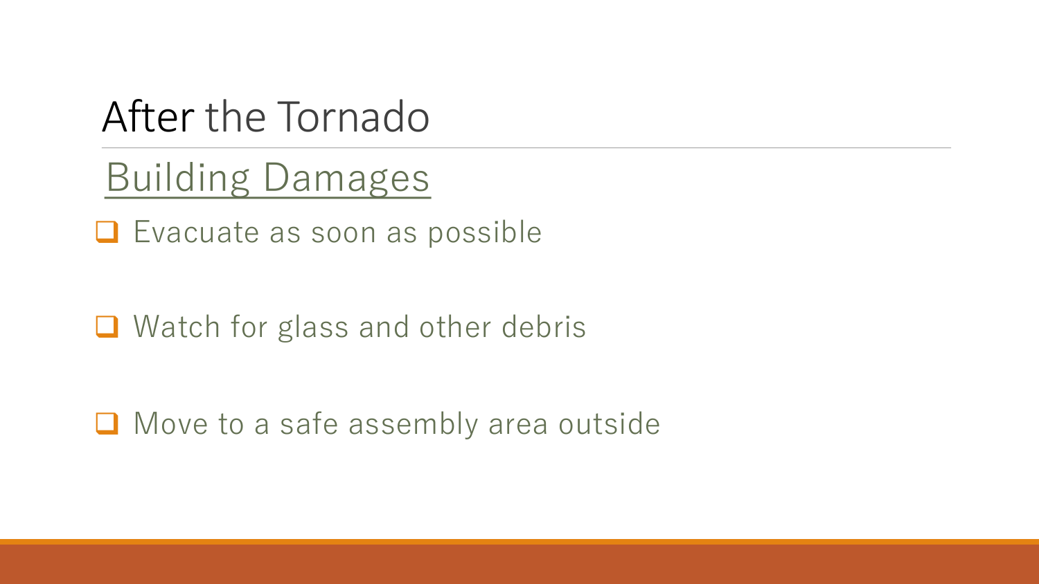# After the Tornado

## Building Damages

- Evacuate as soon as possible
- Watch for glass and other debris
- Move to a safe assembly area outside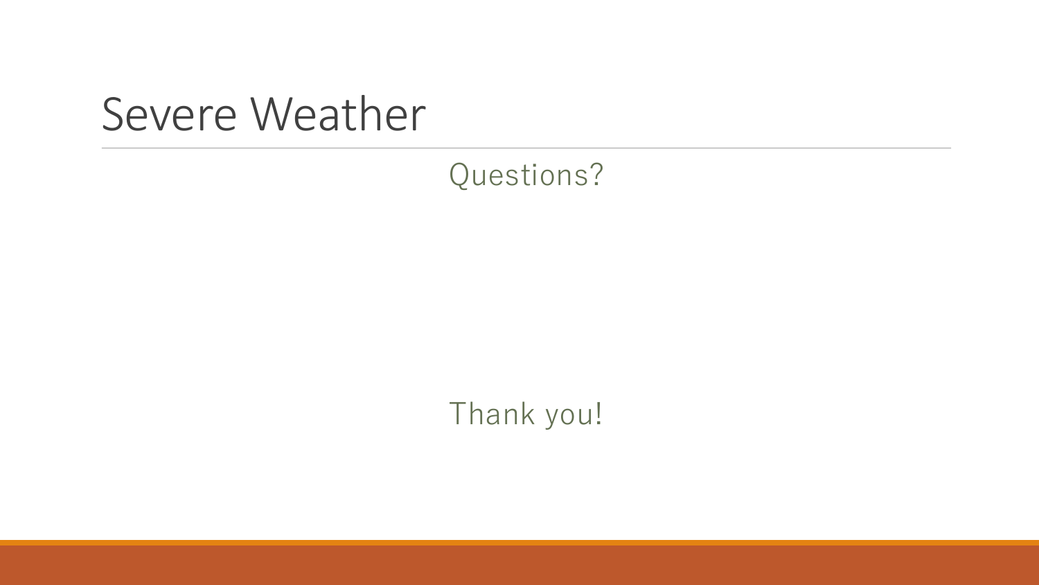# Severe Weather

Questions?

Thank you!